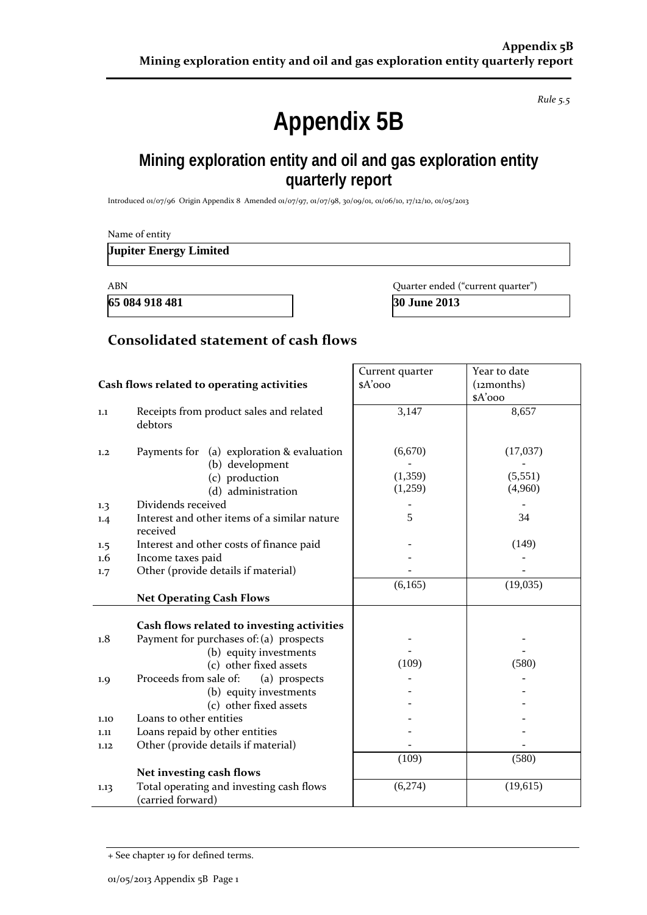*Rule 5.5*

# Appendix 5B

## Mining exploration entity and oil and gas exploration entity quarterly report

Introduced 01/07/96 Origin Appendix 8 Amended 01/07/97, 01/07/98, 30/09/01, 01/06/10, 17/12/10, 01/05/2013

Name of entity

**Jupiter Energy Limited**

| ABN | Quarter ended ("current quarter") |
|---|---|
| **65 084 918 481** | **30 June 2013** |

## Consolidated statement of cash flows

| | Cash flows related to operating activities | Current quarter $A'000 | Year to date (12months) $A'000 |
|---|---|---|---|
| 1.1 | Receipts from product sales and related debtors | 3,147 | 8,657 |
| 1.2 | Payments for (a) exploration & evaluation | (6,670) | (17,037) |
| | (b) development | - | - |
| | (c) production | (1,359) | (5,551) |
| | (d) administration | (1,259) | (4,960) |
| 1.3 | Dividends received | - | - |
| 1.4 | Interest and other items of a similar nature received | 5 | 34 |
| 1.5 | Interest and other costs of finance paid | - | (149) |
| 1.6 | Income taxes paid | - | - |
| 1.7 | Other (provide details if material) | - | - |
| | **Net Operating Cash Flows** | (6,165) | (19,035) |
| | **Cash flows related to investing activities** | | |
| 1.8 | Payment for purchases of: (a) prospects | - | - |
| | (b) equity investments | - | - |
| | (c) other fixed assets | (109) | (580) |
| 1.9 | Proceeds from sale of: (a) prospects | - | - |
| | (b) equity investments | - | - |
| | (c) other fixed assets | - | - |
| 1.10 | Loans to other entities | - | - |
| 1.11 | Loans repaid by other entities | - | - |
| 1.12 | Other (provide details if material) | - | - |
| | **Net investing cash flows** | (109) | (580) |
| 1.13 | Total operating and investing cash flows (carried forward) | (6,274) | (19,615) |

+ See chapter 19 for defined terms.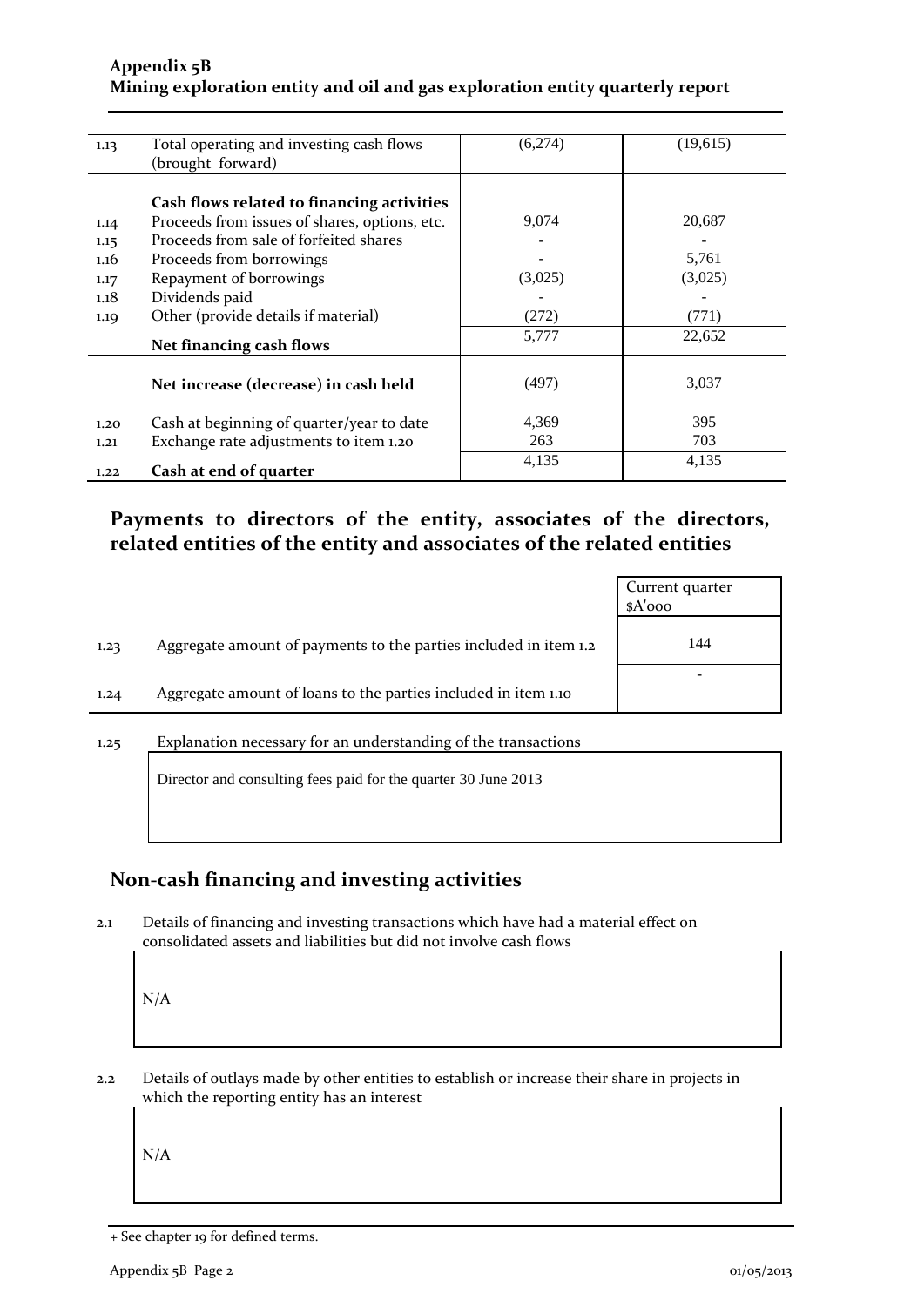| | | | |
|---|---|---|---|
| 1.13 | Total operating and investing cash flows (brought forward) | (6,274) | (19,615) |
| | **Cash flows related to financing activities** | | |
| 1.14 | Proceeds from issues of shares, options, etc. | 9,074 | 20,687 |
| 1.15 | Proceeds from sale of forfeited shares | - | - |
| 1.16 | Proceeds from borrowings | - | 5,761 |
| 1.17 | Repayment of borrowings | (3,025) | (3,025) |
| 1.18 | Dividends paid | - | - |
| 1.19 | Other (provide details if material) | (272) | (771) |
| | **Net financing cash flows** | 5,777 | 22,652 |
| | **Net increase (decrease) in cash held** | (497) | 3,037 |
| 1.20 | Cash at beginning of quarter/year to date | 4,369 | 395 |
| 1.21 | Exchange rate adjustments to item 1.20 | 263 | 703 |
| 1.22 | **Cash at end of quarter** | 4,135 | 4,135 |

## Payments to directors of the entity, associates of the directors, related entities of the entity and associates of the related entities

| | | Current quarter $A'000 |
|---|---|---|
| 1.23 | Aggregate amount of payments to the parties included in item 1.2 | 144 |
| 1.24 | Aggregate amount of loans to the parties included in item 1.10 | - |

1.25 Explanation necessary for an understanding of the transactions

Director and consulting fees paid for the quarter 30 June 2013

## Non-cash financing and investing activities

2.1 Details of financing and investing transactions which have had a material effect on consolidated assets and liabilities but did not involve cash flows

N/A

2.2 Details of outlays made by other entities to establish or increase their share in projects in which the reporting entity has an interest

N/A

+ See chapter 19 for defined terms.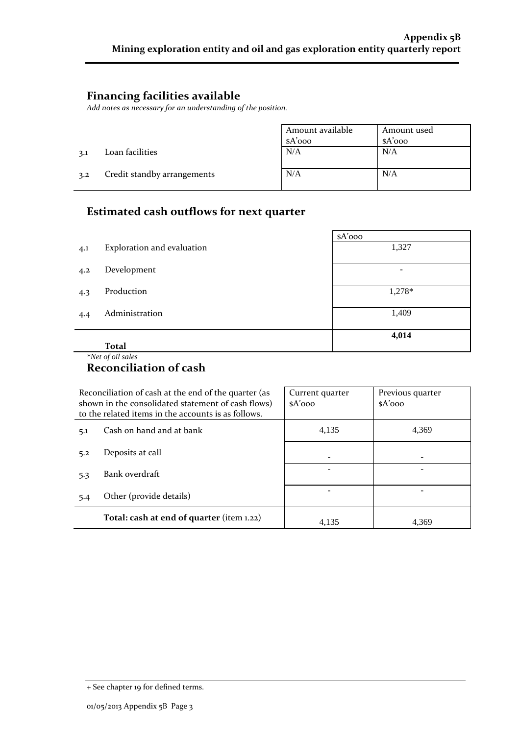## Financing facilities available

*Add notes as necessary for an understanding of the position.*

| | | Amount available $A'000 | Amount used $A'000 |
|---|---|---|---|
| 3.1 | Loan facilities | N/A | N/A |
| 3.2 | Credit standby arrangements | N/A | N/A |

## Estimated cash outflows for next quarter

| | | $A'000 |
|---|---|---|
| 4.1 | Exploration and evaluation | 1,327 |
| 4.2 | Development | - |
| 4.3 | Production | 1,278* |
| 4.4 | Administration | 1,409 |
| | **Total** | **4,014** |

*\*Net of oil sales*

## Reconciliation of cash

| Reconciliation of cash at the end of the quarter (as shown in the consolidated statement of cash flows) to the related items in the accounts is as follows. | | Current quarter $A'000 | Previous quarter $A'000 |
|---|---|---|---|
| 5.1 | Cash on hand and at bank | 4,135 | 4,369 |
| 5.2 | Deposits at call | - | - |
| 5.3 | Bank overdraft | - | - |
| 5.4 | Other (provide details) | - | - |
| | **Total: cash at end of quarter** (item 1.22) | 4,135 | 4,369 |

+ See chapter 19 for defined terms.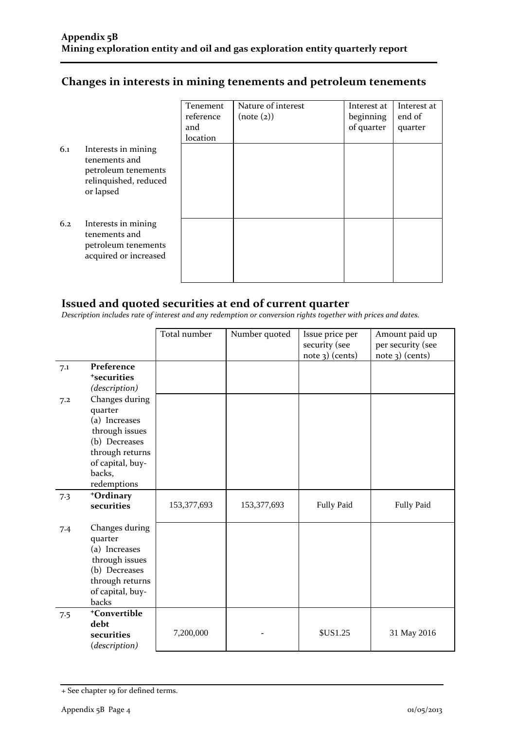## Changes in interests in mining tenements and petroleum tenements

| | | Tenement reference and location | Nature of interest (note (2)) | Interest at beginning of quarter | Interest at end of quarter |
|---|---|---|---|---|---|
| 6.1 | Interests in mining tenements and petroleum tenements relinquished, reduced or lapsed | | | | |
| 6.2 | Interests in mining tenements and petroleum tenements acquired or increased | | | | |

## Issued and quoted securities at end of current quarter

*Description includes rate of interest and any redemption or conversion rights together with prices and dates.*

| | | Total number | Number quoted | Issue price per security (see note 3) (cents) | Amount paid up per security (see note 3) (cents) |
|---|---|---|---|---|---|
| 7.1 | **Preference +securities** *(description)* | | | | |
| 7.2 | Changes during quarter (a) Increases through issues (b) Decreases through returns of capital, buy-backs, redemptions | | | | |
| 7.3 | **+Ordinary securities** | 153,377,693 | 153,377,693 | Fully Paid | Fully Paid |
| 7.4 | Changes during quarter (a) Increases through issues (b) Decreases through returns of capital, buy-backs | | | | |
| 7.5 | **+Convertible debt securities** *(description)* | 7,200,000 | - | $US1.25 | 31 May 2016 |

+ See chapter 19 for defined terms.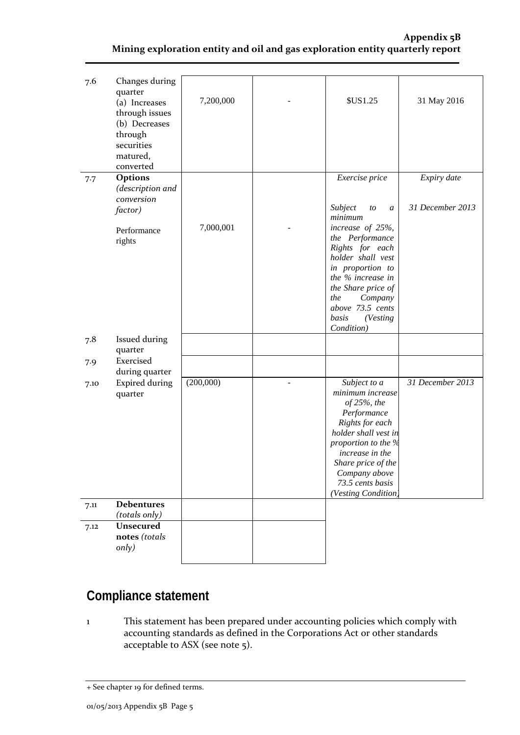| | | | | | |
|---|---|---|---|---|---|
| 7.6 | Changes during quarter (a) Increases through issues (b) Decreases through securities matured, converted | 7,200,000 | - | $US1.25 | 31 May 2016 |
| 7.7 | **Options** *(description and conversion factor)* Performance rights | 7,000,001 | - | *Exercise price* *Subject to a minimum increase of 25%, the Performance Rights for each holder shall vest in proportion to the % increase in the Share price of the Company above 73.5 cents basis (Vesting Condition)* | *Expiry date* *31 December 2013* |
| 7.8 | Issued during quarter | | | | |
| 7.9 | Exercised during quarter | | | | |
| 7.10 | Expired during quarter | (200,000) | - | *Subject to a minimum increase of 25%, the Performance Rights for each holder shall vest in proportion to the % increase in the Share price of the Company above 73.5 cents basis (Vesting Condition)* | *31 December 2013* |
| 7.11 | **Debentures** *(totals only)* | | | | |
| 7.12 | **Unsecured notes** *(totals only)* | | | | |

## Compliance statement

1 This statement has been prepared under accounting policies which comply with accounting standards as defined in the Corporations Act or other standards acceptable to ASX (see note 5).

+ See chapter 19 for defined terms.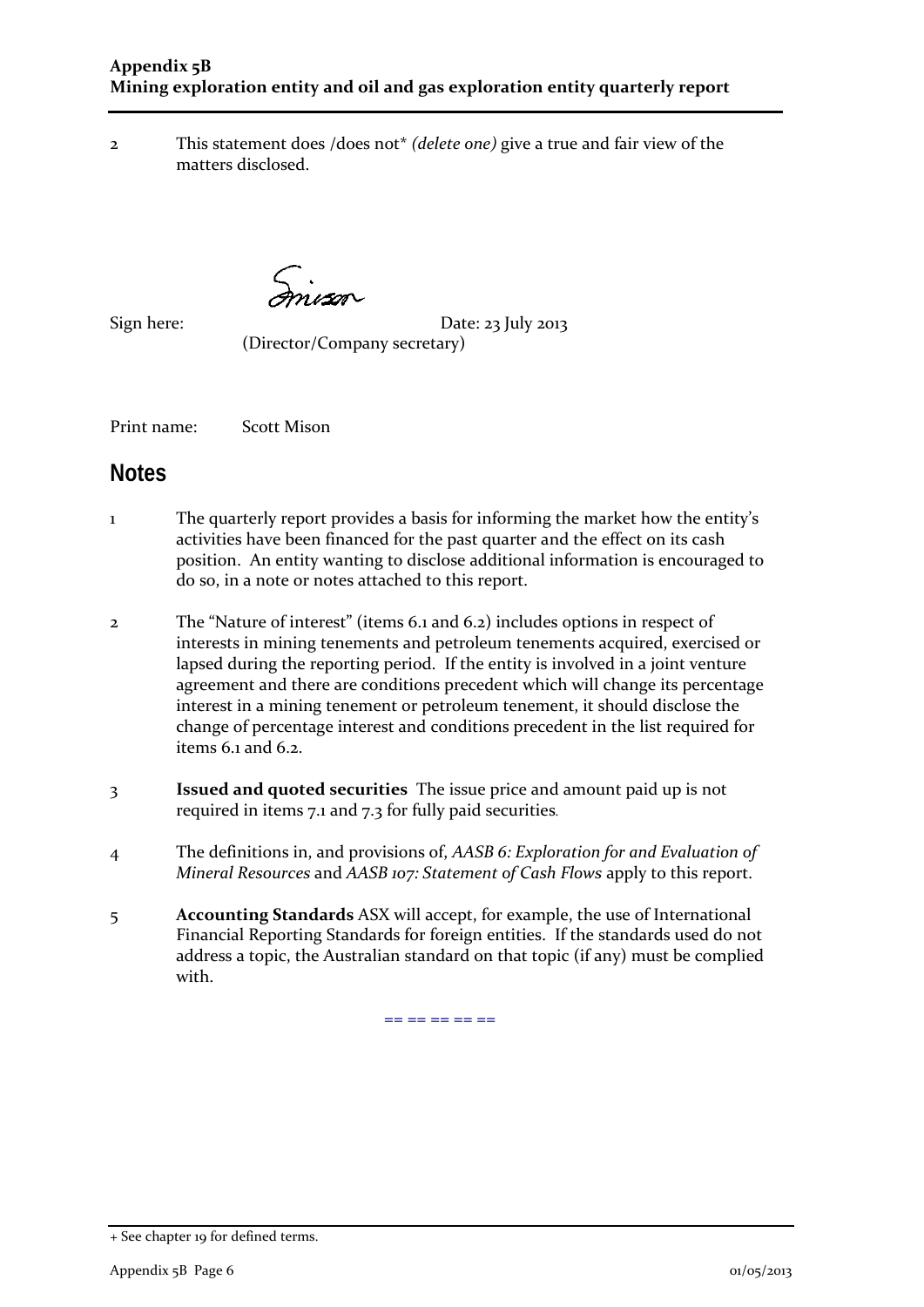2 This statement does /does not* *(delete one)* give a true and fair view of the matters disclosed.

Sign here: Date: 23 July 2013
(Director/Company secretary)

Print name: Scott Mison

## Notes

1 The quarterly report provides a basis for informing the market how the entity's activities have been financed for the past quarter and the effect on its cash position. An entity wanting to disclose additional information is encouraged to do so, in a note or notes attached to this report.

2 The "Nature of interest" (items 6.1 and 6.2) includes options in respect of interests in mining tenements and petroleum tenements acquired, exercised or lapsed during the reporting period. If the entity is involved in a joint venture agreement and there are conditions precedent which will change its percentage interest in a mining tenement or petroleum tenement, it should disclose the change of percentage interest and conditions precedent in the list required for items 6.1 and 6.2.

3 **Issued and quoted securities** The issue price and amount paid up is not required in items 7.1 and 7.3 for fully paid securities.

4 The definitions in, and provisions of, *AASB 6: Exploration for and Evaluation of Mineral Resources* and *AASB 107: Statement of Cash Flows* apply to this report.

5 **Accounting Standards** ASX will accept, for example, the use of International Financial Reporting Standards for foreign entities. If the standards used do not address a topic, the Australian standard on that topic (if any) must be complied with.

== == == == ==

+ See chapter 19 for defined terms.